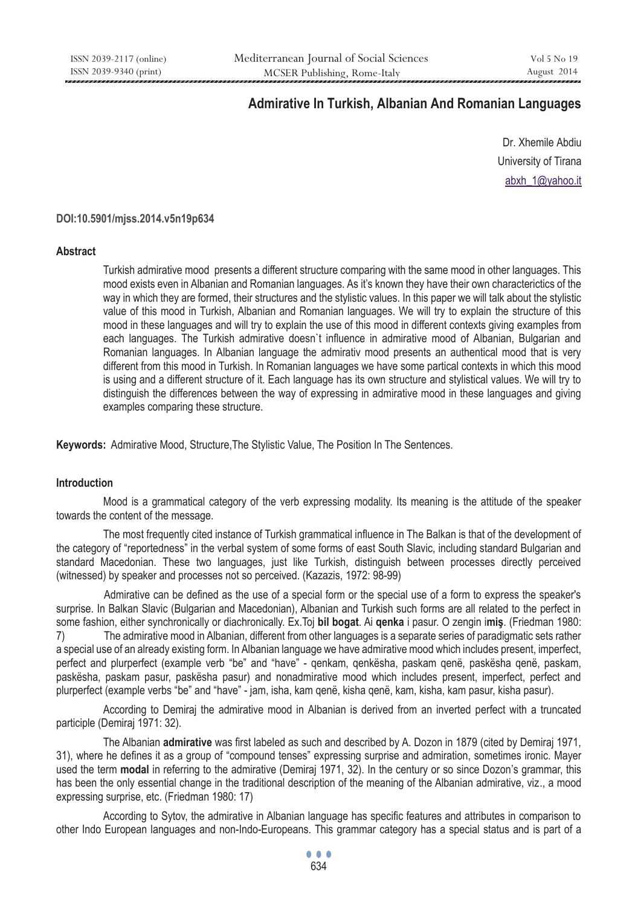# Admirative In Turkish, Albanian And Romanian Languages

Dr. Xhemile Abdiu
University of Tirana
abxh_1@yahoo.it

**DOI:10.5901/mjss.2014.v5n19p634**

## Abstract

Turkish admirative mood presents a different structure comparing with the same mood in other languages. This mood exists even in Albanian and Romanian languages. As it's known they have their own characterictics of the way in which they are formed, their structures and the stylistic values. In this paper we will talk about the stylistic value of this mood in Turkish, Albanian and Romanian languages. We will try to explain the structure of this mood in these languages and will try to explain the use of this mood in different contexts giving examples from each languages. The Turkish admirative doesn`t influence in admirative mood of Albanian, Bulgarian and Romanian languages. In Albanian language the admirativ mood presents an authentical mood that is very different from this mood in Turkish. In Romanian languages we have some partical contexts in which this mood is using and a different structure of it. Each language has its own structure and stylistical values. We will try to distinguish the differences between the way of expressing in admirative mood in these languages and giving examples comparing these structure.

**Keywords:** Admirative Mood, Structure,The Stylistic Value, The Position In The Sentences.

## Introduction

Mood is a grammatical category of the verb expressing modality. Its meaning is the attitude of the speaker towards the content of the message.

The most frequently cited instance of Turkish grammatical influence in The Balkan is that of the development of the category of "reportedness" in the verbal system of some forms of east South Slavic, including standard Bulgarian and standard Macedonian. These two languages, just like Turkish, distinguish between processes directly perceived (witnessed) by speaker and processes not so perceived. (Kazazis, 1972: 98-99)

Admirative can be defined as the use of a special form or the special use of a form to express the speaker's surprise. In Balkan Slavic (Bulgarian and Macedonian), Albanian and Turkish such forms are all related to the perfect in some fashion, either synchronically or diachronically. Ex.Toj **bil bogat**. Ai **qenka** i pasur. O zengin i**miş**. (Friedman 1980: 7) The admirative mood in Albanian, different from other languages is a separate series of paradigmatic sets rather a special use of an already existing form. In Albanian language we have admirative mood which includes present, imperfect, perfect and plurperfect (example verb "be" and "have" - qenkam, qenkësha, paskam qenë, paskësha qenë, paskam, paskësha, paskam pasur, paskësha pasur) and nonadmirative mood which includes present, imperfect, perfect and plurperfect (example verbs "be" and "have" - jam, isha, kam qenë, kisha qenë, kam, kisha, kam pasur, kisha pasur).

According to Demiraj the admirative mood in Albanian is derived from an inverted perfect with a truncated participle (Demiraj 1971: 32).

The Albanian **admirative** was first labeled as such and described by A. Dozon in 1879 (cited by Demiraj 1971, 31), where he defines it as a group of "compound tenses" expressing surprise and admiration, sometimes ironic. Mayer used the term **modal** in referring to the admirative (Demiraj 1971, 32). In the century or so since Dozon's grammar, this has been the only essential change in the traditional description of the meaning of the Albanian admirative, viz., a mood expressing surprise, etc. (Friedman 1980: 17)

According to Sytov, the admirative in Albanian language has specific features and attributes in comparison to other Indo European languages and non-Indo-Europeans. This grammar category has a special status and is part of a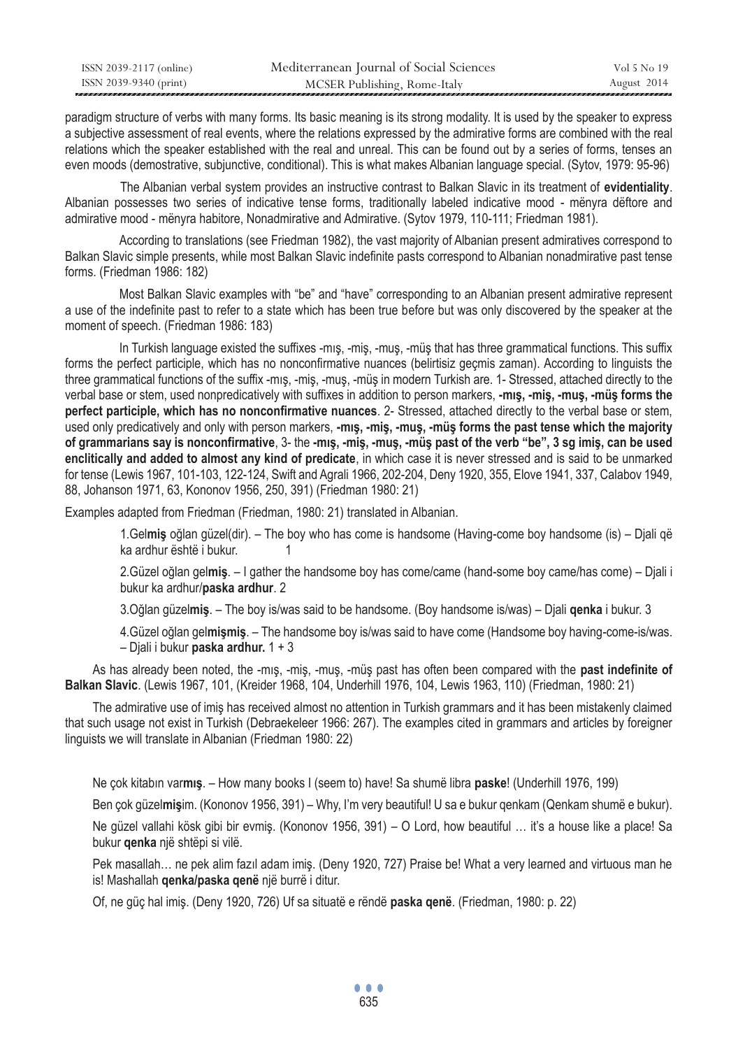paradigm structure of verbs with many forms. Its basic meaning is its strong modality. It is used by the speaker to express a subjective assessment of real events, where the relations expressed by the admirative forms are combined with the real relations which the speaker established with the real and unreal. This can be found out by a series of forms, tenses an even moods (demostrative, subjunctive, conditional). This is what makes Albanian language special. (Sytov, 1979: 95-96)

The Albanian verbal system provides an instructive contrast to Balkan Slavic in its treatment of **evidentiality**. Albanian possesses two series of indicative tense forms, traditionally labeled indicative mood - mënyra dëftore and admirative mood - mënyra habitore, Nonadmirative and Admirative. (Sytov 1979, 110-111; Friedman 1981).

According to translations (see Friedman 1982), the vast majority of Albanian present admiratives correspond to Balkan Slavic simple presents, while most Balkan Slavic indefinite pasts correspond to Albanian nonadmirative past tense forms. (Friedman 1986: 182)

Most Balkan Slavic examples with "be" and "have" corresponding to an Albanian present admirative represent a use of the indefinite past to refer to a state which has been true before but was only discovered by the speaker at the moment of speech. (Friedman 1986: 183)

In Turkish language existed the suffixes -mış, -miş, -muş, -müş that has three grammatical functions. This suffix forms the perfect participle, which has no nonconfirmative nuances (belirtisiz geçmis zaman). According to linguists the three grammatical functions of the suffix -mış, -miş, -muş, -müş in modern Turkish are. 1- Stressed, attached directly to the verbal base or stem, used nonpredicatively with suffixes in addition to person markers, **-mış, -miş, -muş, -müş forms the perfect participle, which has no nonconfirmative nuances**. 2- Stressed, attached directly to the verbal base or stem, used only predicatively and only with person markers, **-mış, -miş, -muş, -müş forms the past tense which the majority of grammarians say is nonconfirmative**, 3- the **-mış, -miş, -muş, -müş past of the verb "be", 3 sg imiş, can be used enclitically and added to almost any kind of predicate**, in which case it is never stressed and is said to be unmarked for tense (Lewis 1967, 101-103, 122-124, Swift and Agrali 1966, 202-204, Deny 1920, 355, Elove 1941, 337, Calabov 1949, 88, Johanson 1971, 63, Kononov 1956, 250, 391) (Friedman 1980: 21)

Examples adapted from Friedman (Friedman, 1980: 21) translated in Albanian.

1.Gel**miş** oğlan güzel(dir). – The boy who has come is handsome (Having-come boy handsome (is) – Djali që ka ardhur është i bukur. 1

2.Güzel oğlan gel**miş**. – I gather the handsome boy has come/came (hand-some boy came/has come) – Djali i bukur ka ardhur/**paska ardhur**. 2

3.Oğlan güzel**miş**. – The boy is/was said to be handsome. (Boy handsome is/was) – Djali **qenka** i bukur. 3

4.Güzel oğlan gel**mişmiş**. – The handsome boy is/was said to have come (Handsome boy having-come-is/was. – Djali i bukur **paska ardhur.** 1 + 3

As has already been noted, the -mış, -miş, -muş, -müş past has often been compared with the **past indefinite of Balkan Slavic**. (Lewis 1967, 101, (Kreider 1968, 104, Underhill 1976, 104, Lewis 1963, 110) (Friedman, 1980: 21)

The admirative use of imiş has received almost no attention in Turkish grammars and it has been mistakenly claimed that such usage not exist in Turkish (Debraekeleer 1966: 267). The examples cited in grammars and articles by foreigner linguists we will translate in Albanian (Friedman 1980: 22)

Ne çok kitabın var**mış**. – How many books I (seem to) have! Sa shumë libra **paske**! (Underhill 1976, 199)

Ben çok güzel**miş**im. (Kononov 1956, 391) – Why, I'm very beautiful! U sa e bukur qenkam (Qenkam shumë e bukur).

Ne güzel vallahi kösk gibi bir evmiş. (Kononov 1956, 391) – O Lord, how beautiful … it's a house like a place! Sa bukur **qenka** një shtëpi si vilë.

Pek masallah… ne pek alim fazıl adam imiş. (Deny 1920, 727) Praise be! What a very learned and virtuous man he is! Mashallah **qenka/paska qenë** një burrë i ditur.

Of, ne güç hal imiş. (Deny 1920, 726) Uf sa situatë e rëndë **paska qenë**. (Friedman, 1980: p. 22)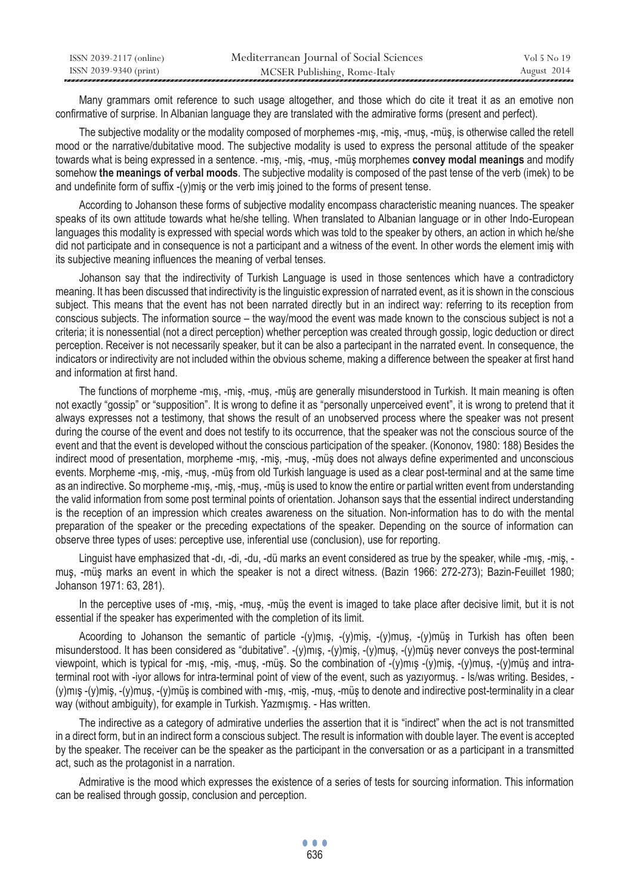Many grammars omit reference to such usage altogether, and those which do cite it treat it as an emotive non confirmative of surprise. In Albanian language they are translated with the admirative forms (present and perfect).

The subjective modality or the modality composed of morphemes -mış, -miş, -muş, -müş, is otherwise called the retell mood or the narrative/dubitative mood. The subjective modality is used to express the personal attitude of the speaker towards what is being expressed in a sentence. -mış, -miş, -muş, -müş morphemes **convey modal meanings** and modify somehow **the meanings of verbal moods**. The subjective modality is composed of the past tense of the verb (imek) to be and undefinite form of suffix -(y)miş or the verb imiş joined to the forms of present tense.

According to Johanson these forms of subjective modality encompass characteristic meaning nuances. The speaker speaks of its own attitude towards what he/she telling. When translated to Albanian language or in other Indo-European languages this modality is expressed with special words which was told to the speaker by others, an action in which he/she did not participate and in consequence is not a participant and a witness of the event. In other words the element imiş with its subjective meaning influences the meaning of verbal tenses.

Johanson say that the indirectivity of Turkish Language is used in those sentences which have a contradictory meaning. It has been discussed that indirectivity is the linguistic expression of narrated event, as it is shown in the conscious subject. This means that the event has not been narrated directly but in an indirect way: referring to its reception from conscious subjects. The information source – the way/mood the event was made known to the conscious subject is not a criteria; it is nonessential (not a direct perception) whether perception was created through gossip, logic deduction or direct perception. Receiver is not necessarily speaker, but it can be also a partecipant in the narrated event. In consequence, the indicators or indirectivity are not included within the obvious scheme, making a difference between the speaker at first hand and information at first hand.

The functions of morpheme -mış, -miş, -muş, -müş are generally misunderstood in Turkish. It main meaning is often not exactly "gossip" or "supposition". It is wrong to define it as "personally unperceived event", it is wrong to pretend that it always expresses not a testimony, that shows the result of an unobserved process where the speaker was not present during the course of the event and does not testify to its occurrence, that the speaker was not the conscious source of the event and that the event is developed without the conscious participation of the speaker. (Kononov, 1980: 188) Besides the indirect mood of presentation, morpheme -mış, -miş, -muş, -müş does not always define experimented and unconscious events. Morpheme -mış, -miş, -muş, -müş from old Turkish language is used as a clear post-terminal and at the same time as an indirective. So morpheme -mış, -miş, -muş, -müş is used to know the entire or partial written event from understanding the valid information from some post terminal points of orientation. Johanson says that the essential indirect understanding is the reception of an impression which creates awareness on the situation. Non-information has to do with the mental preparation of the speaker or the preceding expectations of the speaker. Depending on the source of information can observe three types of uses: perceptive use, inferential use (conclusion), use for reporting.

Linguist have emphasized that -dı, -di, -du, -dü marks an event considered as true by the speaker, while -mış, -miş, -muş, -müş marks an event in which the speaker is not a direct witness. (Bazin 1966: 272-273); Bazin-Feuillet 1980; Johanson 1971: 63, 281).

In the perceptive uses of -mış, -miş, -muş, -müş the event is imaged to take place after decisive limit, but it is not essential if the speaker has experimented with the completion of its limit.

Acoording to Johanson the semantic of particle -(y)mış, -(y)miş, -(y)muş, -(y)müş in Turkish has often been misunderstood. It has been considered as "dubitative". -(y)mış, -(y)miş, -(y)muş, -(y)müş never conveys the post-terminal viewpoint, which is typical for -mış, -miş, -muş, -müş. So the combination of -(y)mış -(y)miş, -(y)muş, -(y)müş and intra-terminal root with -iyor allows for intra-terminal point of view of the event, such as yazıyormuş. - Is/was writing. Besides, -(y)mış -(y)miş, -(y)muş, -(y)müş is combined with -mış, -miş, -muş, -müş to denote and indirective post-terminality in a clear way (without ambiguity), for example in Turkish. Yazmışmış. - Has written.

The indirective as a category of admirative underlies the assertion that it is "indirect" when the act is not transmitted in a direct form, but in an indirect form a conscious subject. The result is information with double layer. The event is accepted by the speaker. The receiver can be the speaker as the participant in the conversation or as a participant in a transmitted act, such as the protagonist in a narration.

Admirative is the mood which expresses the existence of a series of tests for sourcing information. This information can be realised through gossip, conclusion and perception.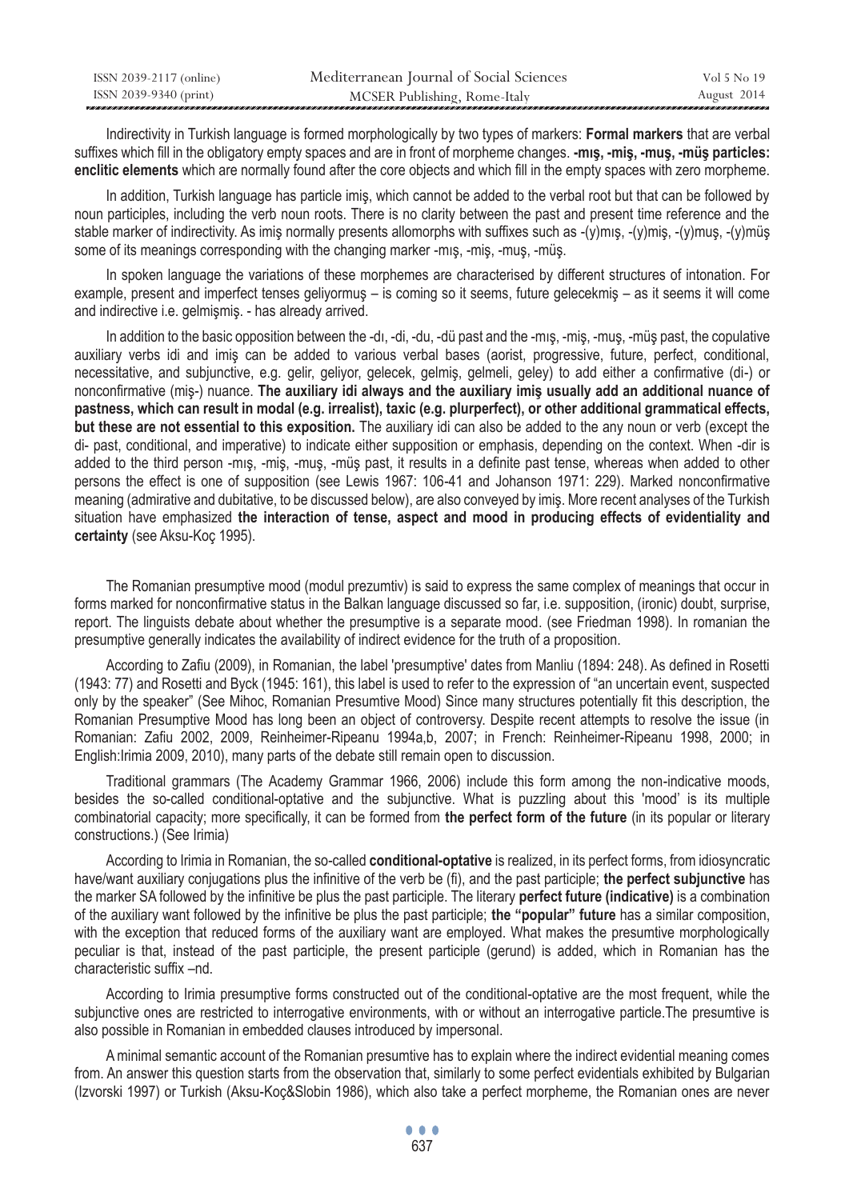Indirectivity in Turkish language is formed morphologically by two types of markers: **Formal markers** that are verbal suffixes which fill in the obligatory empty spaces and are in front of morpheme changes. **-mış, -miş, -muş, -müş particles: enclitic elements** which are normally found after the core objects and which fill in the empty spaces with zero morpheme.

In addition, Turkish language has particle imiş, which cannot be added to the verbal root but that can be followed by noun participles, including the verb noun roots. There is no clarity between the past and present time reference and the stable marker of indirectivity. As imiş normally presents allomorphs with suffixes such as -(y)mış, -(y)miş, -(y)muş, -(y)müş some of its meanings corresponding with the changing marker -mış, -miş, -muş, -müş.

In spoken language the variations of these morphemes are characterised by different structures of intonation. For example, present and imperfect tenses geliyormuş – is coming so it seems, future gelecekmiş – as it seems it will come and indirective i.e. gelmişmiş. - has already arrived.

In addition to the basic opposition between the -dı, -di, -du, -dü past and the -mış, -miş, -muş, -müş past, the copulative auxiliary verbs idi and imiş can be added to various verbal bases (aorist, progressive, future, perfect, conditional, necessitative, and subjunctive, e.g. gelir, geliyor, gelecek, gelmiş, gelmeli, geley) to add either a confirmative (di-) or nonconfirmative (miş-) nuance. **The auxiliary idi always and the auxiliary imiş usually add an additional nuance of pastness, which can result in modal (e.g. irrealist), taxic (e.g. plurperfect), or other additional grammatical effects, but these are not essential to this exposition.** The auxiliary idi can also be added to the any noun or verb (except the di- past, conditional, and imperative) to indicate either supposition or emphasis, depending on the context. When -dir is added to the third person -mış, -miş, -muş, -müş past, it results in a definite past tense, whereas when added to other persons the effect is one of supposition (see Lewis 1967: 106-41 and Johanson 1971: 229). Marked nonconfirmative meaning (admirative and dubitative, to be discussed below), are also conveyed by imiş. More recent analyses of the Turkish situation have emphasized **the interaction of tense, aspect and mood in producing effects of evidentiality and certainty** (see Aksu-Koç 1995).

The Romanian presumptive mood (modul prezumtiv) is said to express the same complex of meanings that occur in forms marked for nonconfirmative status in the Balkan language discussed so far, i.e. supposition, (ironic) doubt, surprise, report. The linguists debate about whether the presumptive is a separate mood. (see Friedman 1998). In romanian the presumptive generally indicates the availability of indirect evidence for the truth of a proposition.

According to Zafiu (2009), in Romanian, the label 'presumptive' dates from Manliu (1894: 248). As defined in Rosetti (1943: 77) and Rosetti and Byck (1945: 161), this label is used to refer to the expression of "an uncertain event, suspected only by the speaker" (See Mihoc, Romanian Presumtive Mood) Since many structures potentially fit this description, the Romanian Presumptive Mood has long been an object of controversy. Despite recent attempts to resolve the issue (in Romanian: Zafiu 2002, 2009, Reinheimer-Ripeanu 1994a,b, 2007; in French: Reinheimer-Ripeanu 1998, 2000; in English:Irimia 2009, 2010), many parts of the debate still remain open to discussion.

Traditional grammars (The Academy Grammar 1966, 2006) include this form among the non-indicative moods, besides the so-called conditional-optative and the subjunctive. What is puzzling about this 'mood' is its multiple combinatorial capacity; more specifically, it can be formed from **the perfect form of the future** (in its popular or literary constructions.) (See Irimia)

According to Irimia in Romanian, the so-called **conditional-optative** is realized, in its perfect forms, from idiosyncratic have/want auxiliary conjugations plus the infinitive of the verb be (fi), and the past participle; **the perfect subjunctive** has the marker SA followed by the infinitive be plus the past participle. The literary **perfect future (indicative)** is a combination of the auxiliary want followed by the infinitive be plus the past participle; **the "popular" future** has a similar composition, with the exception that reduced forms of the auxiliary want are employed. What makes the presumtive morphologically peculiar is that, instead of the past participle, the present participle (gerund) is added, which in Romanian has the characteristic suffix –nd.

According to Irimia presumptive forms constructed out of the conditional-optative are the most frequent, while the subjunctive ones are restricted to interrogative environments, with or without an interrogative particle.The presumtive is also possible in Romanian in embedded clauses introduced by impersonal.

A minimal semantic account of the Romanian presumtive has to explain where the indirect evidential meaning comes from. An answer this question starts from the observation that, similarly to some perfect evidentials exhibited by Bulgarian (Izvorski 1997) or Turkish (Aksu-Koç&Slobin 1986), which also take a perfect morpheme, the Romanian ones are never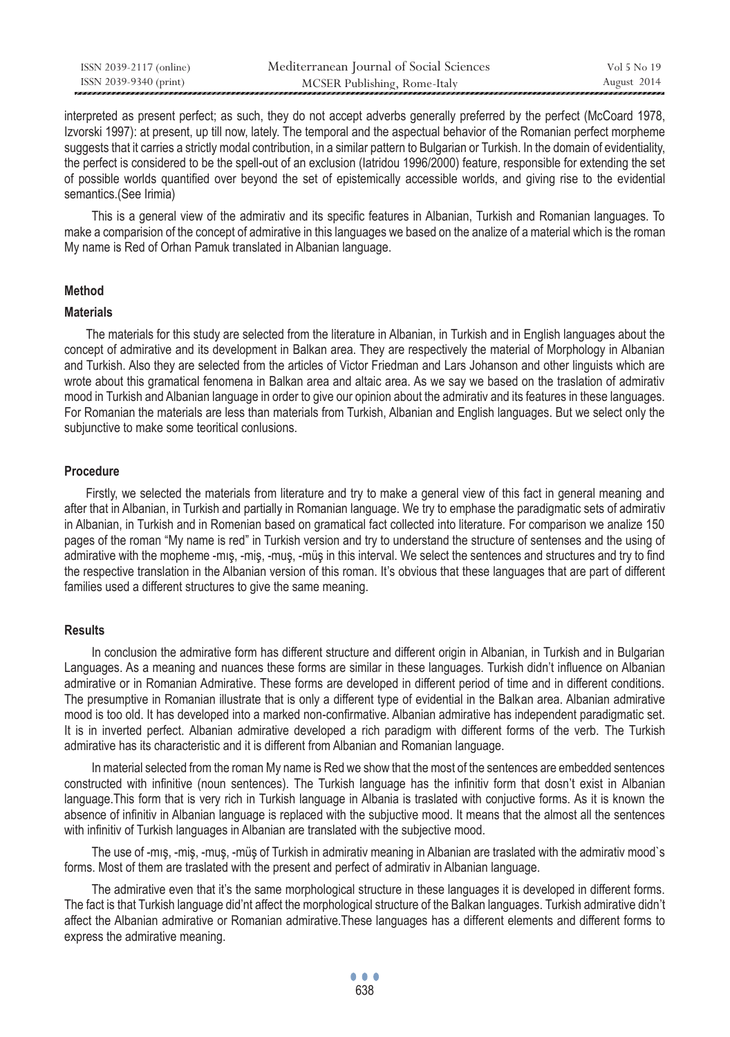interpreted as present perfect; as such, they do not accept adverbs generally preferred by the perfect (McCoard 1978, Izvorski 1997): at present, up till now, lately. The temporal and the aspectual behavior of the Romanian perfect morpheme suggests that it carries a strictly modal contribution, in a similar pattern to Bulgarian or Turkish. In the domain of evidentiality, the perfect is considered to be the spell-out of an exclusion (Iatridou 1996/2000) feature, responsible for extending the set of possible worlds quantified over beyond the set of epistemically accessible worlds, and giving rise to the evidential semantics.(See Irimia)

This is a general view of the admirativ and its specific features in Albanian, Turkish and Romanian languages. To make a comparision of the concept of admirative in this languages we based on the analize of a material which is the roman My name is Red of Orhan Pamuk translated in Albanian language.

## Method

### Materials

The materials for this study are selected from the literature in Albanian, in Turkish and in English languages about the concept of admirative and its development in Balkan area. They are respectively the material of Morphology in Albanian and Turkish. Also they are selected from the articles of Victor Friedman and Lars Johanson and other linguists which are wrote about this gramatical fenomena in Balkan area and altaic area. As we say we based on the traslation of admirativ mood in Turkish and Albanian language in order to give our opinion about the admirativ and its features in these languages. For Romanian the materials are less than materials from Turkish, Albanian and English languages. But we select only the subjunctive to make some teoritical conlusions.

### Procedure

Firstly, we selected the materials from literature and try to make a general view of this fact in general meaning and after that in Albanian, in Turkish and partially in Romanian language. We try to emphase the paradigmatic sets of admirativ in Albanian, in Turkish and in Romenian based on gramatical fact collected into literature. For comparison we analize 150 pages of the roman "My name is red" in Turkish version and try to understand the structure of sentenses and the using of admirative with the mopheme -mış, -miş, -muş, -müş in this interval. We select the sentences and structures and try to find the respective translation in the Albanian version of this roman. It's obvious that these languages that are part of different families used a different structures to give the same meaning.

### Results

In conclusion the admirative form has different structure and different origin in Albanian, in Turkish and in Bulgarian Languages. As a meaning and nuances these forms are similar in these languages. Turkish didn't influence on Albanian admirative or in Romanian Admirative. These forms are developed in different period of time and in different conditions. The presumptive in Romanian illustrate that is only a different type of evidential in the Balkan area. Albanian admirative mood is too old. It has developed into a marked non-confirmative. Albanian admirative has independent paradigmatic set. It is in inverted perfect. Albanian admirative developed a rich paradigm with different forms of the verb. The Turkish admirative has its characteristic and it is different from Albanian and Romanian language.

In material selected from the roman My name is Red we show that the most of the sentences are embedded sentences constructed with infinitive (noun sentences). The Turkish language has the infinitiv form that dosn't exist in Albanian language.This form that is very rich in Turkish language in Albania is traslated with conjuctive forms. As it is known the absence of infinitiv in Albanian language is replaced with the subjuctive mood. It means that the almost all the sentences with infinitiv of Turkish languages in Albanian are translated with the subjective mood.

The use of -mış, -miş, -muş, -müş of Turkish in admirativ meaning in Albanian are traslated with the admirativ mood`s forms. Most of them are traslated with the present and perfect of admirativ in Albanian language.

The admirative even that it's the same morphological structure in these languages it is developed in different forms. The fact is that Turkish language did'nt affect the morphological structure of the Balkan languages. Turkish admirative didn't affect the Albanian admirative or Romanian admirative.These languages has a different elements and different forms to express the admirative meaning.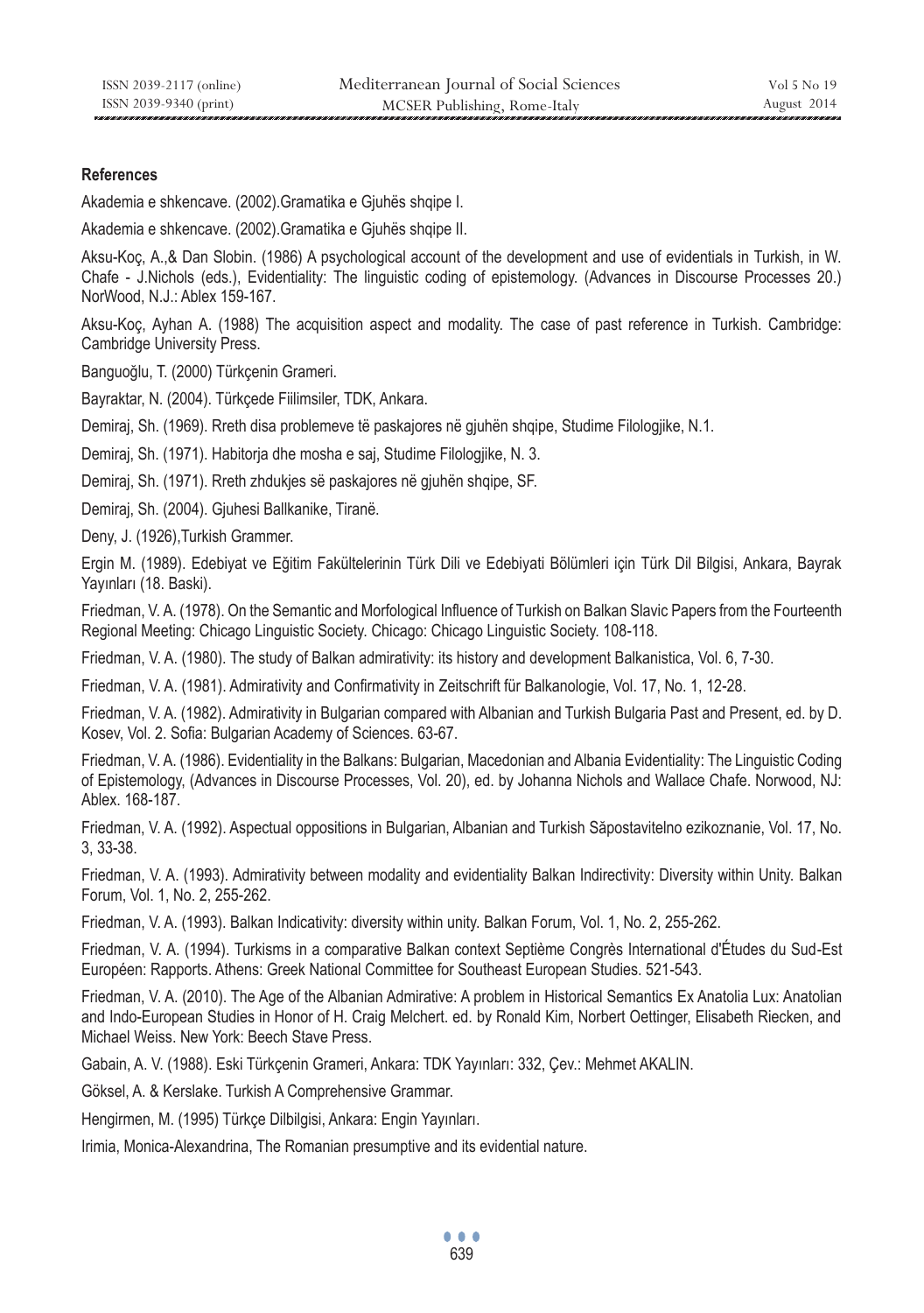**References**

Akademia e shkencave. (2002).Gramatika e Gjuhës shqipe I.

Akademia e shkencave. (2002).Gramatika e Gjuhës shqipe II.

Aksu-Koç, A.,& Dan Slobin. (1986) A psychological account of the development and use of evidentials in Turkish, in W. Chafe - J.Nichols (eds.), Evidentiality: The linguistic coding of epistemology. (Advances in Discourse Processes 20.) NorWood, N.J.: Ablex 159-167.

Aksu-Koç, Ayhan A. (1988) The acquisition aspect and modality. The case of past reference in Turkish. Cambridge: Cambridge University Press.

Banguoğlu, T. (2000) Türkçenin Grameri.

Bayraktar, N. (2004). Türkçede Fiilimsiler, TDK, Ankara.

Demiraj, Sh. (1969). Rreth disa problemeve të paskajores në gjuhën shqipe, Studime Filologjike, N.1.

Demiraj, Sh. (1971). Habitorja dhe mosha e saj, Studime Filologjike, N. 3.

Demiraj, Sh. (1971). Rreth zhdukjes së paskajores në gjuhën shqipe, SF.

Demiraj, Sh. (2004). Gjuhesi Ballkanike, Tiranë.

Deny, J. (1926),Turkish Grammer.

Ergin M. (1989). Edebiyat ve Eğitim Fakültelerinin Türk Dili ve Edebiyati Bölümleri için Türk Dil Bilgisi, Ankara, Bayrak Yayınları (18. Baski).

Friedman, V. A. (1978). On the Semantic and Morfological Influence of Turkish on Balkan Slavic Papers from the Fourteenth Regional Meeting: Chicago Linguistic Society. Chicago: Chicago Linguistic Society. 108-118.

Friedman, V. A. (1980). The study of Balkan admirativity: its history and development Balkanistica, Vol. 6, 7-30.

Friedman, V. A. (1981). Admirativity and Confirmativity in Zeitschrift für Balkanologie, Vol. 17, No. 1, 12-28.

Friedman, V. A. (1982). Admirativity in Bulgarian compared with Albanian and Turkish Bulgaria Past and Present, ed. by D. Kosev, Vol. 2. Sofia: Bulgarian Academy of Sciences. 63-67.

Friedman, V. A. (1986). Evidentiality in the Balkans: Bulgarian, Macedonian and Albania Evidentiality: The Linguistic Coding of Epistemology, (Advances in Discourse Processes, Vol. 20), ed. by Johanna Nichols and Wallace Chafe. Norwood, NJ: Ablex. 168-187.

Friedman, V. A. (1992). Aspectual oppositions in Bulgarian, Albanian and Turkish Săpostavitelno ezikoznanie, Vol. 17, No. 3, 33-38.

Friedman, V. A. (1993). Admirativity between modality and evidentiality Balkan Indirectivity: Diversity within Unity. Balkan Forum, Vol. 1, No. 2, 255-262.

Friedman, V. A. (1993). Balkan Indicativity: diversity within unity. Balkan Forum, Vol. 1, No. 2, 255-262.

Friedman, V. A. (1994). Turkisms in a comparative Balkan context Septième Congrès International d'Études du Sud-Est Européen: Rapports. Athens: Greek National Committee for Southeast European Studies. 521-543.

Friedman, V. A. (2010). The Age of the Albanian Admirative: A problem in Historical Semantics Ex Anatolia Lux: Anatolian and Indo-European Studies in Honor of H. Craig Melchert. ed. by Ronald Kim, Norbert Oettinger, Elisabeth Riecken, and Michael Weiss. New York: Beech Stave Press.

Gabain, A. V. (1988). Eski Türkçenin Grameri, Ankara: TDK Yayınları: 332, Çev.: Mehmet AKALIN.

Göksel, A. & Kerslake. Turkish A Comprehensive Grammar.

Hengirmen, M. (1995) Türkçe Dilbilgisi, Ankara: Engin Yayınları.

Irimia, Monica-Alexandrina, The Romanian presumptive and its evidential nature.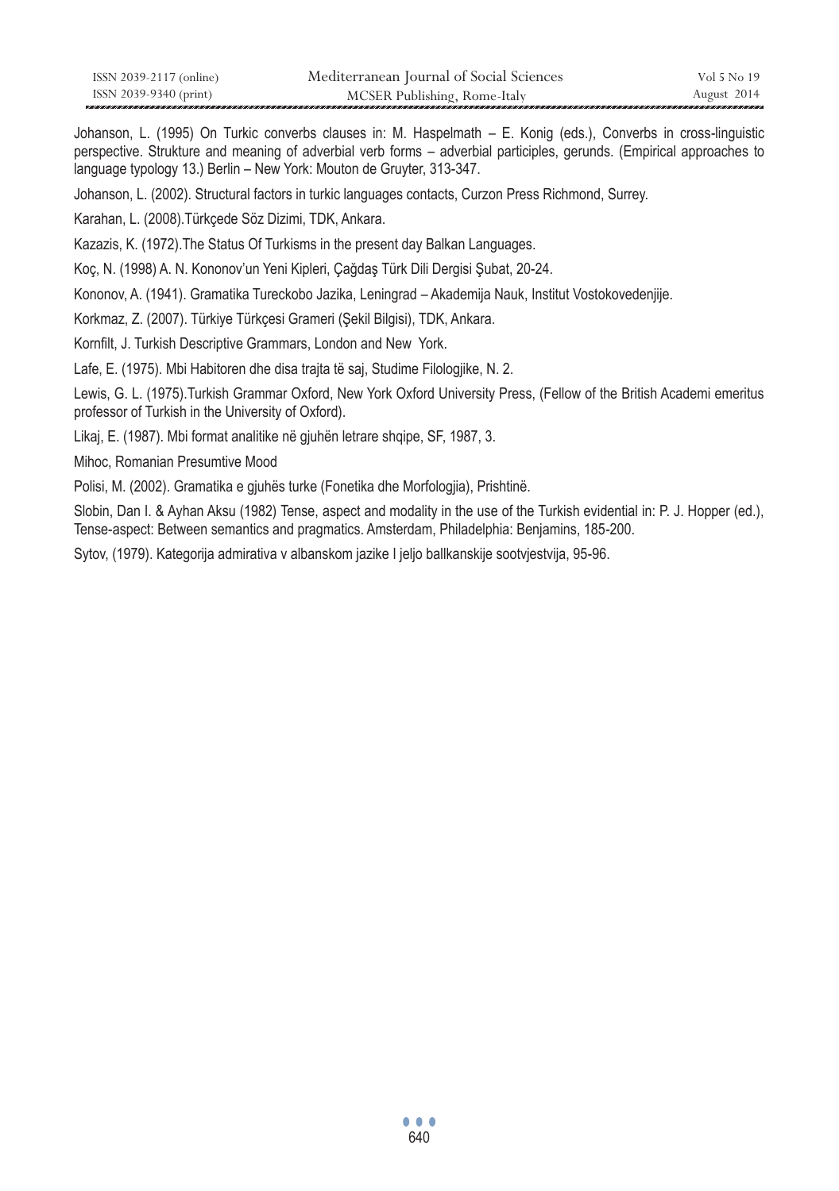Johanson, L. (1995) On Turkic converbs clauses in: M. Haspelmath – E. Konig (eds.), Converbs in cross-linguistic perspective. Strukture and meaning of adverbial verb forms – adverbial participles, gerunds. (Empirical approaches to language typology 13.) Berlin – New York: Mouton de Gruyter, 313-347.

Johanson, L. (2002). Structural factors in turkic languages contacts, Curzon Press Richmond, Surrey.

Karahan, L. (2008).Türkçede Söz Dizimi, TDK, Ankara.

Kazazis, K. (1972).The Status Of Turkisms in the present day Balkan Languages.

Koç, N. (1998) A. N. Kononov'un Yeni Kipleri, Çağdaş Türk Dili Dergisi Şubat, 20-24.

Kononov, A. (1941). Gramatika Tureckobo Jazika, Leningrad – Akademija Nauk, Institut Vostokovedenjije.

Korkmaz, Z. (2007). Türkiye Türkçesi Grameri (Şekil Bilgisi), TDK, Ankara.

Kornfilt, J. Turkish Descriptive Grammars, London and New York.

Lafe, E. (1975). Mbi Habitoren dhe disa trajta të saj, Studime Filologjike, N. 2.

Lewis, G. L. (1975).Turkish Grammar Oxford, New York Oxford University Press, (Fellow of the British Academi emeritus professor of Turkish in the University of Oxford).

Likaj, E. (1987). Mbi format analitike në gjuhën letrare shqipe, SF, 1987, 3.

Mihoc, Romanian Presumtive Mood

Polisi, M. (2002). Gramatika e gjuhës turke (Fonetika dhe Morfologjia), Prishtinë.

Slobin, Dan I. & Ayhan Aksu (1982) Tense, aspect and modality in the use of the Turkish evidential in: P. J. Hopper (ed.), Tense-aspect: Between semantics and pragmatics. Amsterdam, Philadelphia: Benjamins, 185-200.

Sytov, (1979). Kategorija admirativa v albanskom jazike I jeljo ballkanskije sootvjestvija, 95-96.